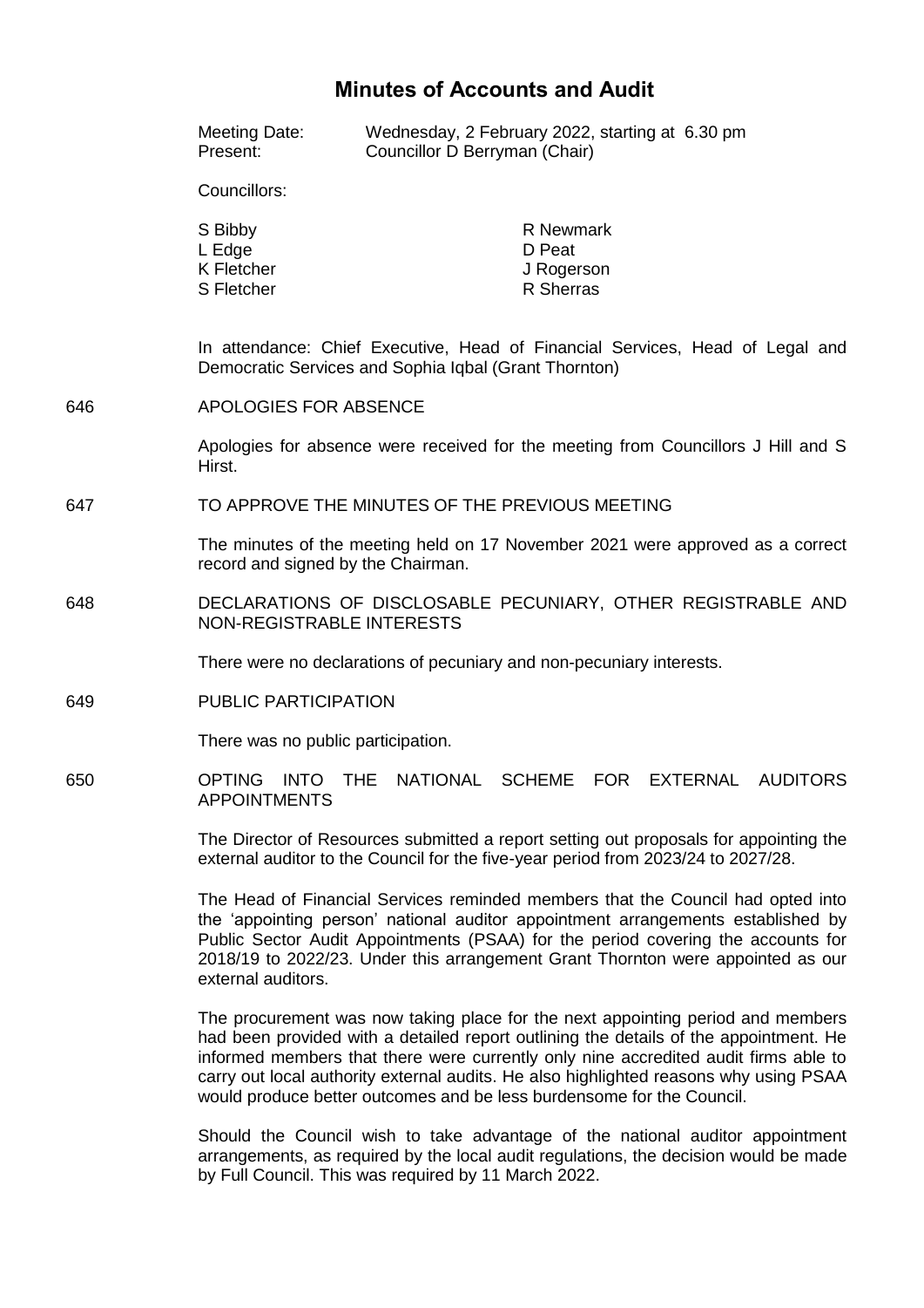# Minutes of Accounts and Audit

Meeting Date: Wednesday, 2 February 2022, starting at 6.30 pm

Present: Councillor D Berryman (Chair)

Councillors:

| | |
|---|---|
| S Bibby | R Newmark |
| L Edge | D Peat |
| K Fletcher | J Rogerson |
| S Fletcher | R Sherras |

In attendance: Chief Executive, Head of Financial Services, Head of Legal and Democratic Services and Sophia Iqbal (Grant Thornton)

**646 APOLOGIES FOR ABSENCE**

Apologies for absence were received for the meeting from Councillors J Hill and S Hirst.

**647 TO APPROVE THE MINUTES OF THE PREVIOUS MEETING**

The minutes of the meeting held on 17 November 2021 were approved as a correct record and signed by the Chairman.

**648 DECLARATIONS OF DISCLOSABLE PECUNIARY, OTHER REGISTRABLE AND NON-REGISTRABLE INTERESTS**

There were no declarations of pecuniary and non-pecuniary interests.

**649 PUBLIC PARTICIPATION**

There was no public participation.

**650 OPTING INTO THE NATIONAL SCHEME FOR EXTERNAL AUDITORS APPOINTMENTS**

The Director of Resources submitted a report setting out proposals for appointing the external auditor to the Council for the five-year period from 2023/24 to 2027/28.

The Head of Financial Services reminded members that the Council had opted into the 'appointing person' national auditor appointment arrangements established by Public Sector Audit Appointments (PSAA) for the period covering the accounts for 2018/19 to 2022/23. Under this arrangement Grant Thornton were appointed as our external auditors.

The procurement was now taking place for the next appointing period and members had been provided with a detailed report outlining the details of the appointment. He informed members that there were currently only nine accredited audit firms able to carry out local authority external audits. He also highlighted reasons why using PSAA would produce better outcomes and be less burdensome for the Council.

Should the Council wish to take advantage of the national auditor appointment arrangements, as required by the local audit regulations, the decision would be made by Full Council. This was required by 11 March 2022.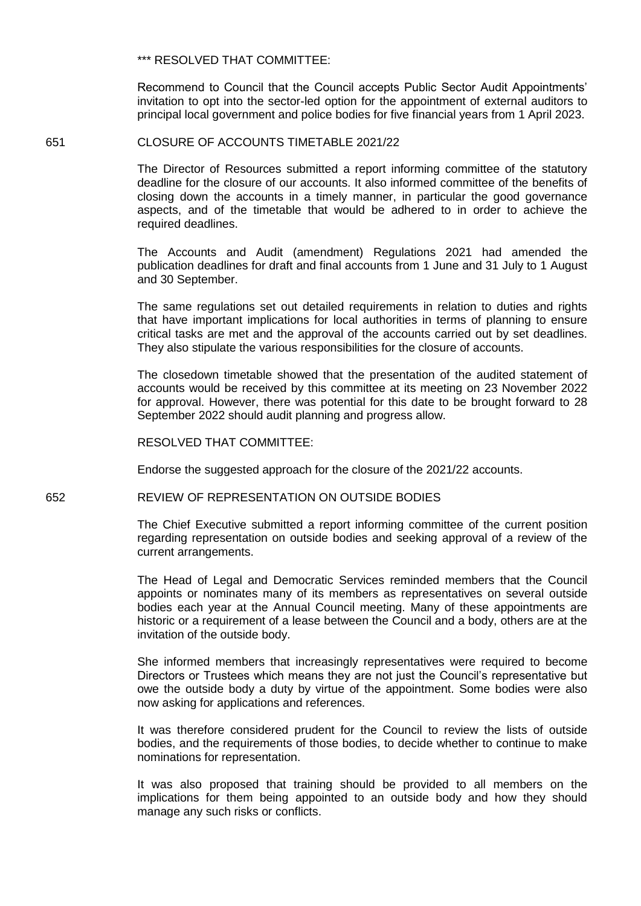\*\*\* RESOLVED THAT COMMITTEE:

Recommend to Council that the Council accepts Public Sector Audit Appointments' invitation to opt into the sector-led option for the appointment of external auditors to principal local government and police bodies for five financial years from 1 April 2023.

651 CLOSURE OF ACCOUNTS TIMETABLE 2021/22

The Director of Resources submitted a report informing committee of the statutory deadline for the closure of our accounts. It also informed committee of the benefits of closing down the accounts in a timely manner, in particular the good governance aspects, and of the timetable that would be adhered to in order to achieve the required deadlines.

The Accounts and Audit (amendment) Regulations 2021 had amended the publication deadlines for draft and final accounts from 1 June and 31 July to 1 August and 30 September.

The same regulations set out detailed requirements in relation to duties and rights that have important implications for local authorities in terms of planning to ensure critical tasks are met and the approval of the accounts carried out by set deadlines. They also stipulate the various responsibilities for the closure of accounts.

The closedown timetable showed that the presentation of the audited statement of accounts would be received by this committee at its meeting on 23 November 2022 for approval. However, there was potential for this date to be brought forward to 28 September 2022 should audit planning and progress allow.

RESOLVED THAT COMMITTEE:

Endorse the suggested approach for the closure of the 2021/22 accounts.

652 REVIEW OF REPRESENTATION ON OUTSIDE BODIES

The Chief Executive submitted a report informing committee of the current position regarding representation on outside bodies and seeking approval of a review of the current arrangements.

The Head of Legal and Democratic Services reminded members that the Council appoints or nominates many of its members as representatives on several outside bodies each year at the Annual Council meeting. Many of these appointments are historic or a requirement of a lease between the Council and a body, others are at the invitation of the outside body.

She informed members that increasingly representatives were required to become Directors or Trustees which means they are not just the Council's representative but owe the outside body a duty by virtue of the appointment. Some bodies were also now asking for applications and references.

It was therefore considered prudent for the Council to review the lists of outside bodies, and the requirements of those bodies, to decide whether to continue to make nominations for representation.

It was also proposed that training should be provided to all members on the implications for them being appointed to an outside body and how they should manage any such risks or conflicts.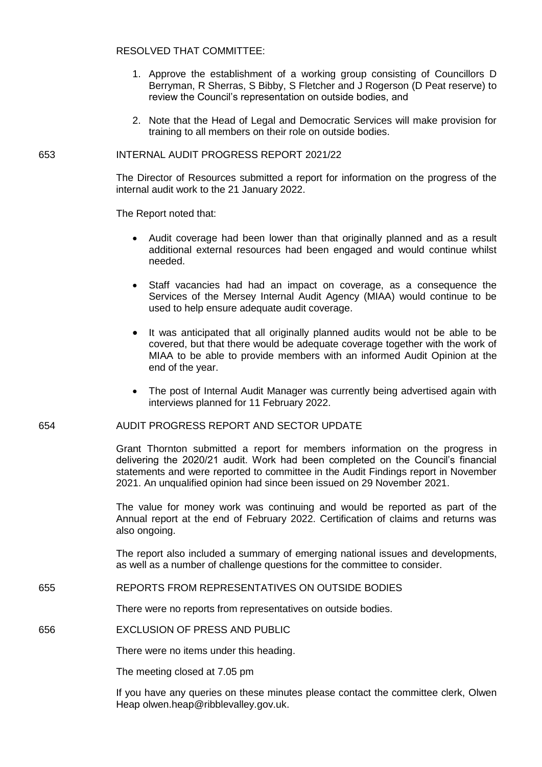RESOLVED THAT COMMITTEE:

1. Approve the establishment of a working group consisting of Councillors D Berryman, R Sherras, S Bibby, S Fletcher and J Rogerson (D Peat reserve) to review the Council's representation on outside bodies, and

2. Note that the Head of Legal and Democratic Services will make provision for training to all members on their role on outside bodies.

653 INTERNAL AUDIT PROGRESS REPORT 2021/22

The Director of Resources submitted a report for information on the progress of the internal audit work to the 21 January 2022.

The Report noted that:

- Audit coverage had been lower than that originally planned and as a result additional external resources had been engaged and would continue whilst needed.

- Staff vacancies had had an impact on coverage, as a consequence the Services of the Mersey Internal Audit Agency (MIAA) would continue to be used to help ensure adequate audit coverage.

- It was anticipated that all originally planned audits would not be able to be covered, but that there would be adequate coverage together with the work of MIAA to be able to provide members with an informed Audit Opinion at the end of the year.

- The post of Internal Audit Manager was currently being advertised again with interviews planned for 11 February 2022.

654 AUDIT PROGRESS REPORT AND SECTOR UPDATE

Grant Thornton submitted a report for members information on the progress in delivering the 2020/21 audit. Work had been completed on the Council's financial statements and were reported to committee in the Audit Findings report in November 2021. An unqualified opinion had since been issued on 29 November 2021.

The value for money work was continuing and would be reported as part of the Annual report at the end of February 2022. Certification of claims and returns was also ongoing.

The report also included a summary of emerging national issues and developments, as well as a number of challenge questions for the committee to consider.

655 REPORTS FROM REPRESENTATIVES ON OUTSIDE BODIES

There were no reports from representatives on outside bodies.

656 EXCLUSION OF PRESS AND PUBLIC

There were no items under this heading.

The meeting closed at 7.05 pm

If you have any queries on these minutes please contact the committee clerk, Olwen Heap olwen.heap@ribblevalley.gov.uk.